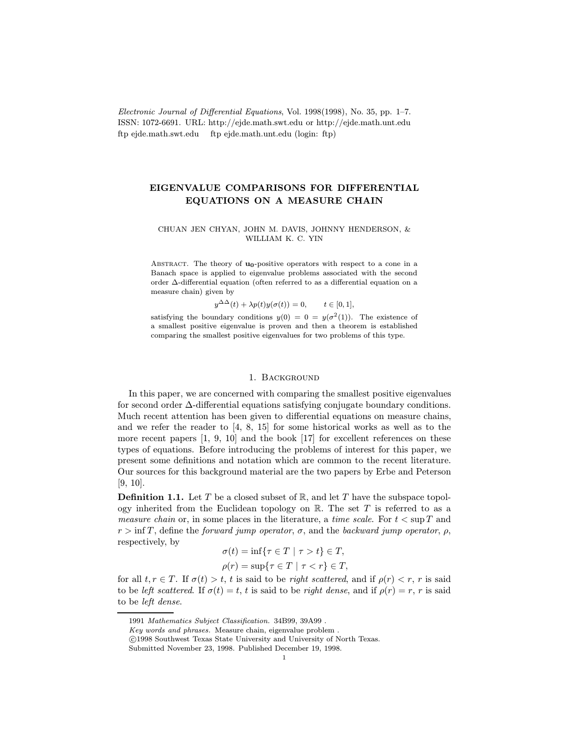*Electronic Journal of Differential Equations*, Vol. 1998(1998), No. 35, pp. 1–7.
ISSN: 1072-6691. URL: http://ejde.math.swt.edu or http://ejde.math.unt.edu
ftp ejde.math.swt.edu ftp ejde.math.unt.edu (login: ftp)

# EIGENVALUE COMPARISONS FOR DIFFERENTIAL EQUATIONS ON A MEASURE CHAIN

CHUAN JEN CHYAN, JOHN M. DAVIS, JOHNNY HENDERSON, & WILLIAM K. C. YIN

Abstract. The theory of $\mathbf{u_0}$-positive operators with respect to a cone in a Banach space is applied to eigenvalue problems associated with the second order $\Delta$-differential equation (often referred to as a differential equation on a measure chain) given by

$$y^{\Delta\Delta}(t) + \lambda p(t) y(\sigma(t)) = 0, \qquad t \in [0,1],$$

satisfying the boundary conditions $y(0) = 0 = y(\sigma^2(1))$. The existence of a smallest positive eigenvalue is proven and then a theorem is established comparing the smallest positive eigenvalues for two problems of this type.

## 1. Background

In this paper, we are concerned with comparing the smallest positive eigenvalues for second order $\Delta$-differential equations satisfying conjugate boundary conditions. Much recent attention has been given to differential equations on measure chains, and we refer the reader to [4, 8, 15] for some historical works as well as to the more recent papers [1, 9, 10] and the book [17] for excellent references on these types of equations. Before introducing the problems of interest for this paper, we present some definitions and notation which are common to the recent literature. Our sources for this background material are the two papers by Erbe and Peterson [9, 10].

**Definition 1.1.** Let $T$ be a closed subset of $\mathbb{R}$, and let $T$ have the subspace topology inherited from the Euclidean topology on $\mathbb{R}$. The set $T$ is referred to as a *measure chain* or, in some places in the literature, a *time scale*. For $t < \sup T$ and $r > \inf T$, define the *forward jump operator*, $\sigma$, and the *backward jump operator*, $\rho$, respectively, by

$$\sigma(t) = \inf\{\tau \in T \mid \tau > t\} \in T,$$

$$\rho(r) = \sup\{\tau \in T \mid \tau < r\} \in T,$$

for all $t, r \in T$. If $\sigma(t) > t$, $t$ is said to be *right scattered*, and if $\rho(r) < r$, $r$ is said to be *left scattered*. If $\sigma(t) = t$, $t$ is said to be *right dense*, and if $\rho(r) = r$, $r$ is said to be *left dense*.

1991 *Mathematics Subject Classification.* 34B99, 39A99 .

*Key words and phrases.* Measure chain, eigenvalue problem .

©1998 Southwest Texas State University and University of North Texas.

Submitted November 23, 1998. Published December 19, 1998.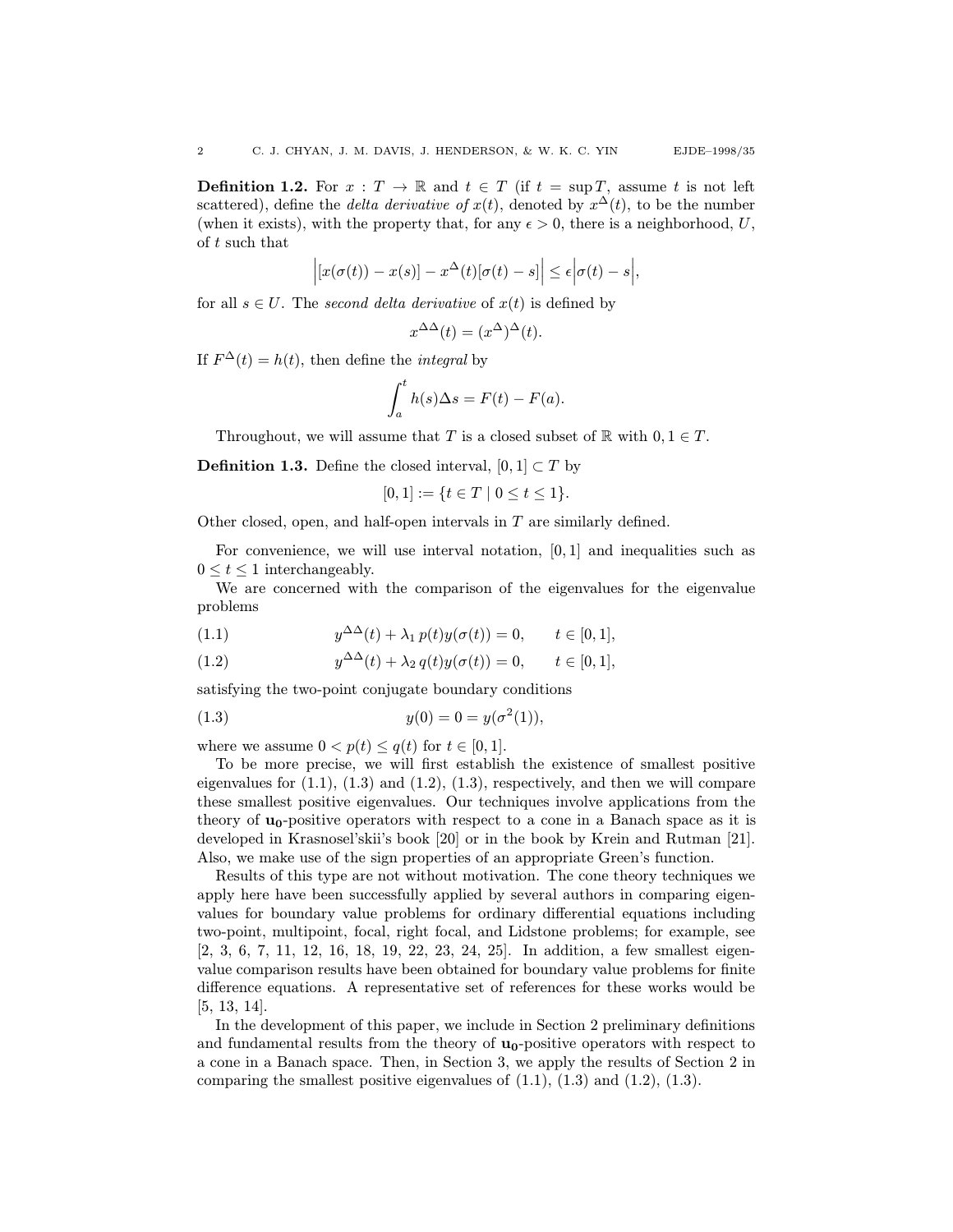**Definition 1.2.** For $x : T \to \mathbb{R}$ and $t \in T$ (if $t = \sup T$, assume $t$ is not left scattered), define the *delta derivative of* $x(t)$, denoted by $x^{\Delta}(t)$, to be the number (when it exists), with the property that, for any $\epsilon > 0$, there is a neighborhood, $U$, of $t$ such that

$$\Big|[x(\sigma(t)) - x(s)] - x^{\Delta}(t)[\sigma(t) - s]\Big| \le \epsilon \Big|\sigma(t) - s\Big|,$$

for all $s \in U$. The *second delta derivative* of $x(t)$ is defined by

$$x^{\Delta\Delta}(t) = (x^{\Delta})^{\Delta}(t).$$

If $F^{\Delta}(t) = h(t)$, then define the *integral* by

$$\int_a^t h(s)\Delta s = F(t) - F(a).$$

Throughout, we will assume that $T$ is a closed subset of $\mathbb{R}$ with $0, 1 \in T$.

**Definition 1.3.** Define the closed interval, $[0, 1] \subset T$ by

$$[0, 1] := \{t \in T \mid 0 \le t \le 1\}.$$

Other closed, open, and half-open intervals in $T$ are similarly defined.

For convenience, we will use interval notation, $[0, 1]$ and inequalities such as $0 \le t \le 1$ interchangeably.

We are concerned with the comparison of the eigenvalues for the eigenvalue problems

$$y^{\Delta\Delta}(t) + \lambda_1\, p(t) y(\sigma(t)) = 0, \qquad t \in [0, 1], \tag{1.1}$$

$$y^{\Delta\Delta}(t) + \lambda_2\, q(t) y(\sigma(t)) = 0, \qquad t \in [0, 1], \tag{1.2}$$

satisfying the two-point conjugate boundary conditions

$$y(0) = 0 = y(\sigma^2(1)), \tag{1.3}$$

where we assume $0 < p(t) \le q(t)$ for $t \in [0, 1]$.

To be more precise, we will first establish the existence of smallest positive eigenvalues for (1.1), (1.3) and (1.2), (1.3), respectively, and then we will compare these smallest positive eigenvalues. Our techniques involve applications from the theory of $\mathbf{u_0}$-positive operators with respect to a cone in a Banach space as it is developed in Krasnosel'skii's book [20] or in the book by Krein and Rutman [21]. Also, we make use of the sign properties of an appropriate Green's function.

Results of this type are not without motivation. The cone theory techniques we apply here have been successfully applied by several authors in comparing eigenvalues for boundary value problems for ordinary differential equations including two-point, multipoint, focal, right focal, and Lidstone problems; for example, see [2, 3, 6, 7, 11, 12, 16, 18, 19, 22, 23, 24, 25]. In addition, a few smallest eigenvalue comparison results have been obtained for boundary value problems for finite difference equations. A representative set of references for these works would be [5, 13, 14].

In the development of this paper, we include in Section 2 preliminary definitions and fundamental results from the theory of $\mathbf{u_0}$-positive operators with respect to a cone in a Banach space. Then, in Section 3, we apply the results of Section 2 in comparing the smallest positive eigenvalues of (1.1), (1.3) and (1.2), (1.3).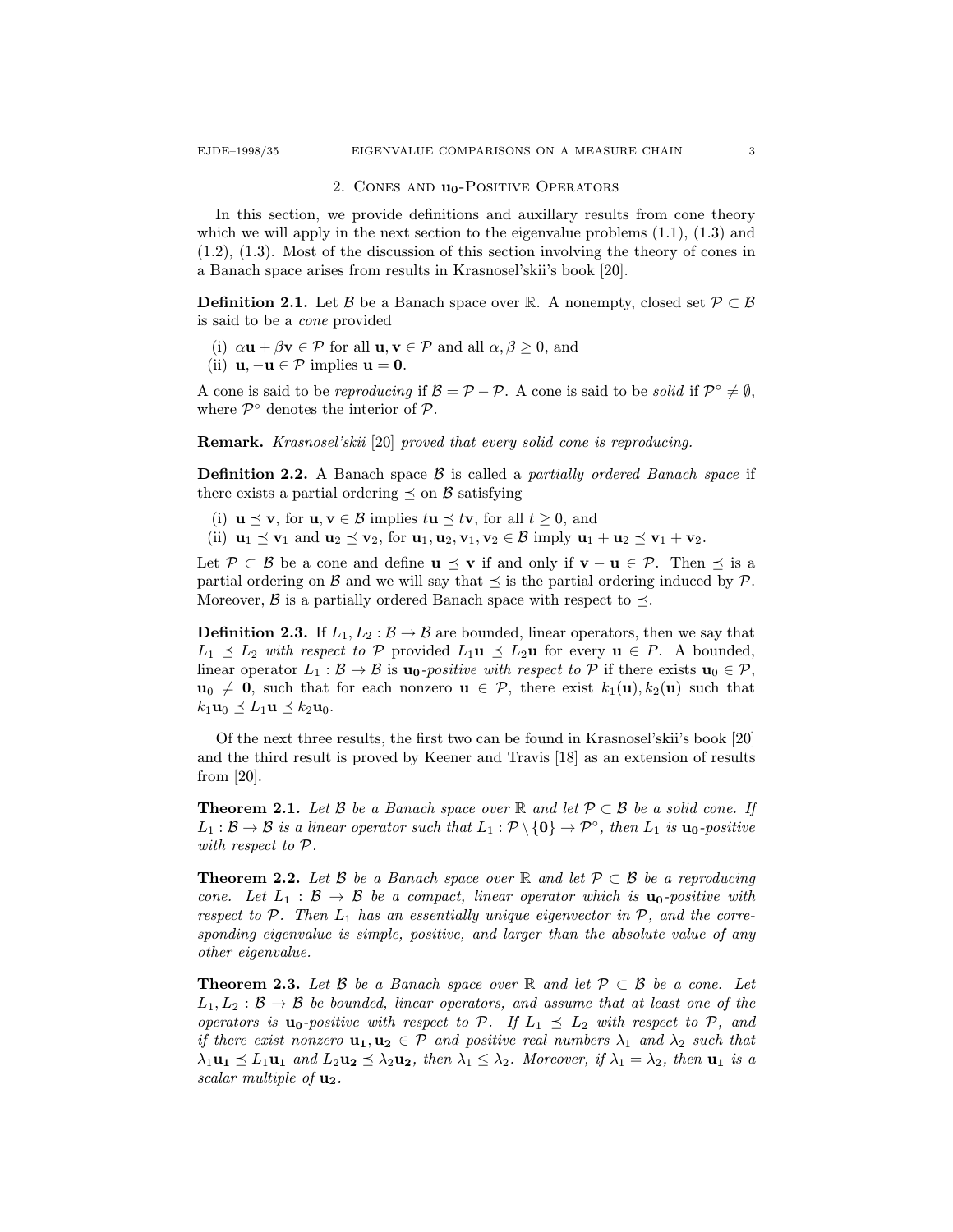## 2. Cones and $\mathbf{u_0}$-Positive Operators

In this section, we provide definitions and auxillary results from cone theory which we will apply in the next section to the eigenvalue problems (1.1), (1.3) and (1.2), (1.3). Most of the discussion of this section involving the theory of cones in a Banach space arises from results in Krasnosel'skii's book [20].

**Definition 2.1.** Let $\mathcal{B}$ be a Banach space over $\mathbb{R}$. A nonempty, closed set $\mathcal{P} \subset \mathcal{B}$ is said to be a *cone* provided

(i) $\alpha\mathbf{u} + \beta\mathbf{v} \in \mathcal{P}$ for all $\mathbf{u}, \mathbf{v} \in \mathcal{P}$ and all $\alpha, \beta \geq 0$, and
(ii) $\mathbf{u}, -\mathbf{u} \in \mathcal{P}$ implies $\mathbf{u} = \mathbf{0}$.

A cone is said to be *reproducing* if $\mathcal{B} = \mathcal{P} - \mathcal{P}$. A cone is said to be *solid* if $\mathcal{P}^\circ \neq \emptyset$, where $\mathcal{P}^\circ$ denotes the interior of $\mathcal{P}$.

**Remark.** *Krasnosel'skii* [20] *proved that every solid cone is reproducing.*

**Definition 2.2.** A Banach space $\mathcal{B}$ is called a *partially ordered Banach space* if there exists a partial ordering $\preceq$ on $\mathcal{B}$ satisfying

(i) $\mathbf{u} \preceq \mathbf{v}$, for $\mathbf{u}, \mathbf{v} \in \mathcal{B}$ implies $t\mathbf{u} \preceq t\mathbf{v}$, for all $t \geq 0$, and
(ii) $\mathbf{u}_1 \preceq \mathbf{v}_1$ and $\mathbf{u}_2 \preceq \mathbf{v}_2$, for $\mathbf{u}_1, \mathbf{u}_2, \mathbf{v}_1, \mathbf{v}_2 \in \mathcal{B}$ imply $\mathbf{u}_1 + \mathbf{u}_2 \preceq \mathbf{v}_1 + \mathbf{v}_2$.

Let $\mathcal{P} \subset \mathcal{B}$ be a cone and define $\mathbf{u} \preceq \mathbf{v}$ if and only if $\mathbf{v} - \mathbf{u} \in \mathcal{P}$. Then $\preceq$ is a partial ordering on $\mathcal{B}$ and we will say that $\preceq$ is the partial ordering induced by $\mathcal{P}$. Moreover, $\mathcal{B}$ is a partially ordered Banach space with respect to $\preceq$.

**Definition 2.3.** If $L_1, L_2 : \mathcal{B} \to \mathcal{B}$ are bounded, linear operators, then we say that $L_1 \preceq L_2$ *with respect to* $\mathcal{P}$ provided $L_1\mathbf{u} \preceq L_2\mathbf{u}$ for every $\mathbf{u} \in P$. A bounded, linear operator $L_1 : \mathcal{B} \to \mathcal{B}$ is $\mathbf{u_0}$*-positive with respect to* $\mathcal{P}$ if there exists $\mathbf{u}_0 \in \mathcal{P}$, $\mathbf{u}_0 \neq \mathbf{0}$, such that for each nonzero $\mathbf{u} \in \mathcal{P}$, there exist $k_1(\mathbf{u}), k_2(\mathbf{u})$ such that $k_1\mathbf{u}_0 \preceq L_1\mathbf{u} \preceq k_2\mathbf{u}_0$.

Of the next three results, the first two can be found in Krasnosel'skii's book [20] and the third result is proved by Keener and Travis [18] as an extension of results from [20].

**Theorem 2.1.** *Let $\mathcal{B}$ be a Banach space over $\mathbb{R}$ and let $\mathcal{P} \subset \mathcal{B}$ be a solid cone. If $L_1 : \mathcal{B} \to \mathcal{B}$ is a linear operator such that $L_1 : \mathcal{P} \setminus \{\mathbf{0}\} \to \mathcal{P}^\circ$, then $L_1$ is $\mathbf{u_0}$-positive with respect to $\mathcal{P}$.*

**Theorem 2.2.** *Let $\mathcal{B}$ be a Banach space over $\mathbb{R}$ and let $\mathcal{P} \subset \mathcal{B}$ be a reproducing cone. Let $L_1 : \mathcal{B} \to \mathcal{B}$ be a compact, linear operator which is $\mathbf{u_0}$-positive with respect to $\mathcal{P}$. Then $L_1$ has an essentially unique eigenvector in $\mathcal{P}$, and the corresponding eigenvalue is simple, positive, and larger than the absolute value of any other eigenvalue.*

**Theorem 2.3.** *Let $\mathcal{B}$ be a Banach space over $\mathbb{R}$ and let $\mathcal{P} \subset \mathcal{B}$ be a cone. Let $L_1, L_2 : \mathcal{B} \to \mathcal{B}$ be bounded, linear operators, and assume that at least one of the operators is $\mathbf{u_0}$-positive with respect to $\mathcal{P}$. If $L_1 \preceq L_2$ with respect to $\mathcal{P}$, and if there exist nonzero $\mathbf{u_1}, \mathbf{u_2} \in \mathcal{P}$ and positive real numbers $\lambda_1$ and $\lambda_2$ such that $\lambda_1\mathbf{u_1} \preceq L_1\mathbf{u_1}$ and $L_2\mathbf{u_2} \preceq \lambda_2\mathbf{u_2}$, then $\lambda_1 \leq \lambda_2$. Moreover, if $\lambda_1 = \lambda_2$, then $\mathbf{u_1}$ is a scalar multiple of $\mathbf{u_2}$.*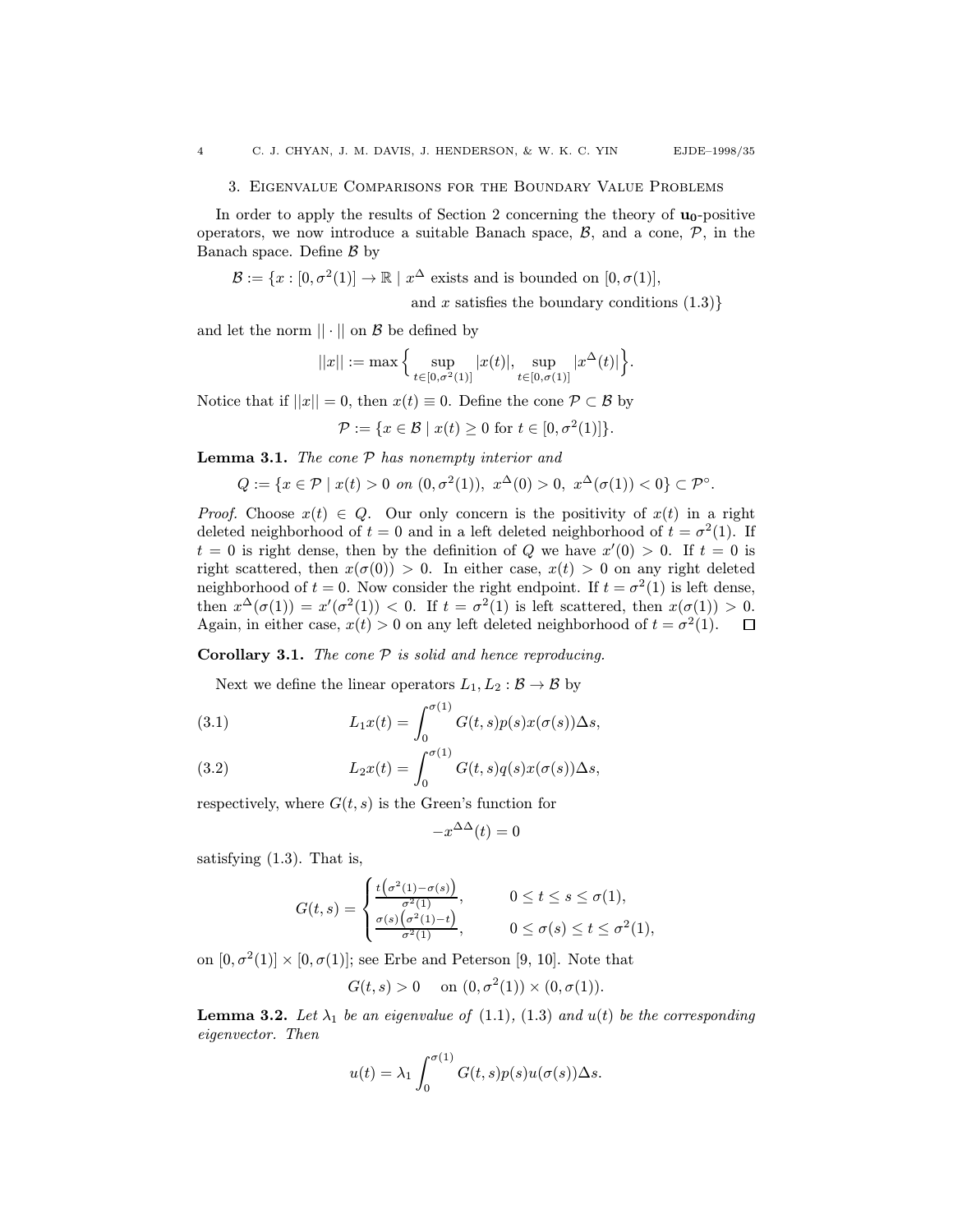## 3. Eigenvalue Comparisons for the Boundary Value Problems

In order to apply the results of Section 2 concerning the theory of $\mathbf{u_0}$-positive operators, we now introduce a suitable Banach space, $\mathcal{B}$, and a cone, $\mathcal{P}$, in the Banach space. Define $\mathcal{B}$ by

$$\mathcal{B} := \{x : [0, \sigma^2(1)] \to \mathbb{R} \mid x^\Delta \text{ exists and is bounded on } [0, \sigma(1)],$$
$$\text{and } x \text{ satisfies the boundary conditions (1.3)}\}$$

and let the norm $||\cdot||$ on $\mathcal{B}$ be defined by

$$||x|| := \max\Big\{ \sup_{t\in[0,\sigma^2(1)]} |x(t)|, \sup_{t\in[0,\sigma(1)]} |x^\Delta(t)| \Big\}.$$

Notice that if $||x|| = 0$, then $x(t) \equiv 0$. Define the cone $\mathcal{P} \subset \mathcal{B}$ by

$$\mathcal{P} := \{x \in \mathcal{B} \mid x(t) \geq 0 \text{ for } t \in [0, \sigma^2(1)]\}.$$

**Lemma 3.1.** *The cone $\mathcal{P}$ has nonempty interior and*

$$Q := \{x \in \mathcal{P} \mid x(t) > 0 \text{ on } (0, \sigma^2(1)),\ x^\Delta(0) > 0,\ x^\Delta(\sigma(1)) < 0\} \subset \mathcal{P}^\circ.$$

*Proof.* Choose $x(t) \in Q$. Our only concern is the positivity of $x(t)$ in a right deleted neighborhood of $t = 0$ and in a left deleted neighborhood of $t = \sigma^2(1)$. If $t = 0$ is right dense, then by the definition of $Q$ we have $x'(0) > 0$. If $t = 0$ is right scattered, then $x(\sigma(0)) > 0$. In either case, $x(t) > 0$ on any right deleted neighborhood of $t = 0$. Now consider the right endpoint. If $t = \sigma^2(1)$ is left dense, then $x^\Delta(\sigma(1)) = x'(\sigma^2(1)) < 0$. If $t = \sigma^2(1)$ is left scattered, then $x(\sigma(1)) > 0$. Again, in either case, $x(t) > 0$ on any left deleted neighborhood of $t = \sigma^2(1)$. $\square$

**Corollary 3.1.** *The cone $\mathcal{P}$ is solid and hence reproducing.*

Next we define the linear operators $L_1, L_2 : \mathcal{B} \to \mathcal{B}$ by

$$L_1 x(t) = \int_0^{\sigma(1)} G(t,s)p(s)x(\sigma(s))\Delta s, \tag{3.1}$$

$$L_2 x(t) = \int_0^{\sigma(1)} G(t,s)q(s)x(\sigma(s))\Delta s, \tag{3.2}$$

respectively, where $G(t,s)$ is the Green's function for

$$-x^{\Delta\Delta}(t) = 0$$

satisfying (1.3). That is,

$$G(t,s) = \begin{cases} \frac{t\left(\sigma^2(1)-\sigma(s)\right)}{\sigma^2(1)}, & 0 \leq t \leq s \leq \sigma(1), \\ \frac{\sigma(s)\left(\sigma^2(1)-t\right)}{\sigma^2(1)}, & 0 \leq \sigma(s) \leq t \leq \sigma^2(1), \end{cases}$$

on $[0, \sigma^2(1)] \times [0, \sigma(1)]$; see Erbe and Peterson [9, 10]. Note that

$$G(t,s) > 0 \quad \text{on } (0, \sigma^2(1)) \times (0, \sigma(1)).$$

**Lemma 3.2.** *Let $\lambda_1$ be an eigenvalue of (1.1), (1.3) and $u(t)$ be the corresponding eigenvector. Then*

$$u(t) = \lambda_1 \int_0^{\sigma(1)} G(t,s)p(s)u(\sigma(s))\Delta s.$$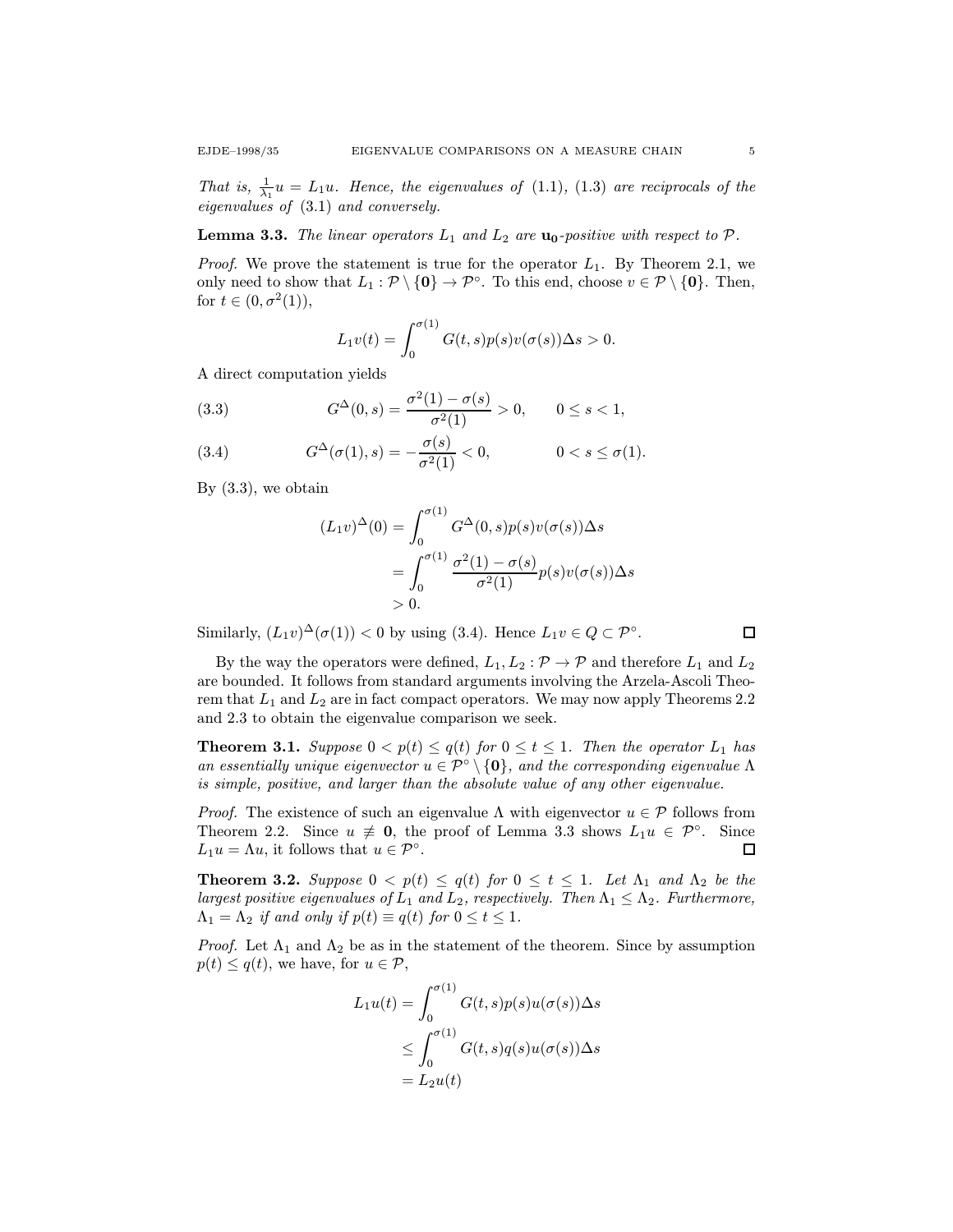*That is, $\frac{1}{\lambda_1}u = L_1 u$. Hence, the eigenvalues of* (1.1), (1.3) *are reciprocals of the eigenvalues of* (3.1) *and conversely.*

**Lemma 3.3.** *The linear operators $L_1$ and $L_2$ are $\mathbf{u_0}$-positive with respect to $\mathcal{P}$.*

*Proof.* We prove the statement is true for the operator $L_1$. By Theorem 2.1, we only need to show that $L_1 : \mathcal{P} \setminus \{\mathbf{0}\} \to \mathcal{P}^\circ$. To this end, choose $v \in \mathcal{P} \setminus \{\mathbf{0}\}$. Then, for $t \in (0, \sigma^2(1))$,

$$L_1 v(t) = \int_0^{\sigma(1)} G(t,s)p(s)v(\sigma(s))\Delta s > 0.$$

A direct computation yields

$$G^\Delta(0,s) = \frac{\sigma^2(1) - \sigma(s)}{\sigma^2(1)} > 0, \qquad 0 \le s < 1, \tag{3.3}$$

$$G^\Delta(\sigma(1),s) = -\frac{\sigma(s)}{\sigma^2(1)} < 0, \qquad 0 < s \le \sigma(1). \tag{3.4}$$

By (3.3), we obtain

$$\begin{aligned}
(L_1 v)^\Delta(0) &= \int_0^{\sigma(1)} G^\Delta(0,s)p(s)v(\sigma(s))\Delta s \\
&= \int_0^{\sigma(1)} \frac{\sigma^2(1) - \sigma(s)}{\sigma^2(1)} p(s)v(\sigma(s))\Delta s \\
&> 0.
\end{aligned}$$

Similarly, $(L_1 v)^\Delta(\sigma(1)) < 0$ by using (3.4). Hence $L_1 v \in Q \subset \mathcal{P}^\circ$. $\square$

By the way the operators were defined, $L_1, L_2 : \mathcal{P} \to \mathcal{P}$ and therefore $L_1$ and $L_2$ are bounded. It follows from standard arguments involving the Arzela-Ascoli Theorem that $L_1$ and $L_2$ are in fact compact operators. We may now apply Theorems 2.2 and 2.3 to obtain the eigenvalue comparison we seek.

**Theorem 3.1.** *Suppose $0 < p(t) \le q(t)$ for $0 \le t \le 1$. Then the operator $L_1$ has an essentially unique eigenvector $u \in \mathcal{P}^\circ \setminus \{\mathbf{0}\}$, and the corresponding eigenvalue $\Lambda$ is simple, positive, and larger than the absolute value of any other eigenvalue.*

*Proof.* The existence of such an eigenvalue $\Lambda$ with eigenvector $u \in \mathcal{P}$ follows from Theorem 2.2. Since $u \not\equiv \mathbf{0}$, the proof of Lemma 3.3 shows $L_1 u \in \mathcal{P}^\circ$. Since $L_1 u = \Lambda u$, it follows that $u \in \mathcal{P}^\circ$. $\square$

**Theorem 3.2.** *Suppose $0 < p(t) \le q(t)$ for $0 \le t \le 1$. Let $\Lambda_1$ and $\Lambda_2$ be the largest positive eigenvalues of $L_1$ and $L_2$, respectively. Then $\Lambda_1 \le \Lambda_2$. Furthermore, $\Lambda_1 = \Lambda_2$ if and only if $p(t) \equiv q(t)$ for $0 \le t \le 1$.*

*Proof.* Let $\Lambda_1$ and $\Lambda_2$ be as in the statement of the theorem. Since by assumption $p(t) \le q(t)$, we have, for $u \in \mathcal{P}$,

$$\begin{aligned}
L_1 u(t) &= \int_0^{\sigma(1)} G(t,s)p(s)u(\sigma(s))\Delta s \\
&\le \int_0^{\sigma(1)} G(t,s)q(s)u(\sigma(s))\Delta s \\
&= L_2 u(t)
\end{aligned}$$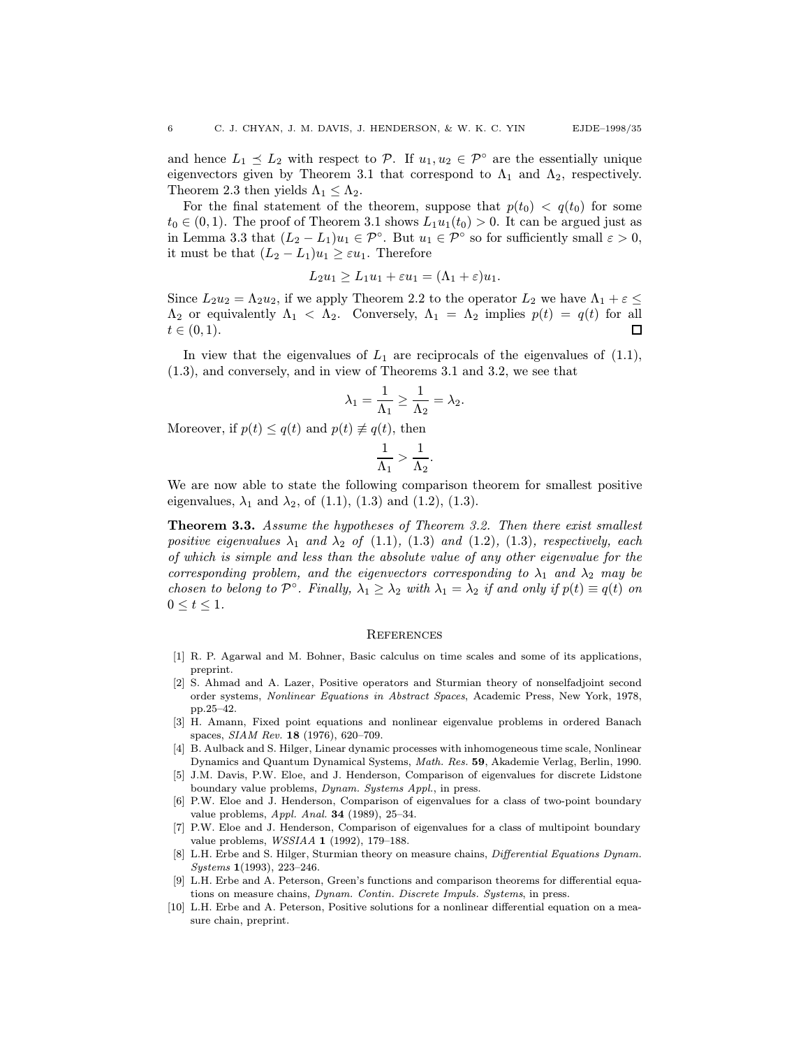and hence $L_1 \preceq L_2$ with respect to $\mathcal{P}$. If $u_1, u_2 \in \mathcal{P}^\circ$ are the essentially unique eigenvectors given by Theorem 3.1 that correspond to $\Lambda_1$ and $\Lambda_2$, respectively. Theorem 2.3 then yields $\Lambda_1 \leq \Lambda_2$.

For the final statement of the theorem, suppose that $p(t_0) < q(t_0)$ for some $t_0 \in (0,1)$. The proof of Theorem 3.1 shows $L_1 u_1(t_0) > 0$. It can be argued just as in Lemma 3.3 that $(L_2 - L_1)u_1 \in \mathcal{P}^\circ$. But $u_1 \in \mathcal{P}^\circ$ so for sufficiently small $\varepsilon > 0$, it must be that $(L_2 - L_1)u_1 \geq \varepsilon u_1$. Therefore

$$L_2 u_1 \geq L_1 u_1 + \varepsilon u_1 = (\Lambda_1 + \varepsilon) u_1.$$

Since $L_2 u_2 = \Lambda_2 u_2$, if we apply Theorem 2.2 to the operator $L_2$ we have $\Lambda_1 + \varepsilon \leq \Lambda_2$ or equivalently $\Lambda_1 < \Lambda_2$. Conversely, $\Lambda_1 = \Lambda_2$ implies $p(t) = q(t)$ for all $t \in (0,1)$. □

In view that the eigenvalues of $L_1$ are reciprocals of the eigenvalues of (1.1), (1.3), and conversely, and in view of Theorems 3.1 and 3.2, we see that

$$\lambda_1 = \frac{1}{\Lambda_1} \geq \frac{1}{\Lambda_2} = \lambda_2.$$

Moreover, if $p(t) \leq q(t)$ and $p(t) \not\equiv q(t)$, then

$$\frac{1}{\Lambda_1} > \frac{1}{\Lambda_2}.$$

We are now able to state the following comparison theorem for smallest positive eigenvalues, $\lambda_1$ and $\lambda_2$, of (1.1), (1.3) and (1.2), (1.3).

**Theorem 3.3.** *Assume the hypotheses of Theorem 3.2. Then there exist smallest positive eigenvalues $\lambda_1$ and $\lambda_2$ of (1.1), (1.3) and (1.2), (1.3), respectively, each of which is simple and less than the absolute value of any other eigenvalue for the corresponding problem, and the eigenvectors corresponding to $\lambda_1$ and $\lambda_2$ may be chosen to belong to $\mathcal{P}^\circ$. Finally, $\lambda_1 \geq \lambda_2$ with $\lambda_1 = \lambda_2$ if and only if $p(t) \equiv q(t)$ on $0 \leq t \leq 1$.*

## References

[1] R. P. Agarwal and M. Bohner, Basic calculus on time scales and some of its applications, preprint.

[2] S. Ahmad and A. Lazer, Positive operators and Sturmian theory of nonselfadjoint second order systems, *Nonlinear Equations in Abstract Spaces*, Academic Press, New York, 1978, pp.25–42.

[3] H. Amann, Fixed point equations and nonlinear eigenvalue problems in ordered Banach spaces, *SIAM Rev.* **18** (1976), 620–709.

[4] B. Aulback and S. Hilger, Linear dynamic processes with inhomogeneous time scale, Nonlinear Dynamics and Quantum Dynamical Systems, *Math. Res.* **59**, Akademie Verlag, Berlin, 1990.

[5] J.M. Davis, P.W. Eloe, and J. Henderson, Comparison of eigenvalues for discrete Lidstone boundary value problems, *Dynam. Systems Appl.*, in press.

[6] P.W. Eloe and J. Henderson, Comparison of eigenvalues for a class of two-point boundary value problems, *Appl. Anal.* **34** (1989), 25–34.

[7] P.W. Eloe and J. Henderson, Comparison of eigenvalues for a class of multipoint boundary value problems, *WSSIAA* **1** (1992), 179–188.

[8] L.H. Erbe and S. Hilger, Sturmian theory on measure chains, *Differential Equations Dynam. Systems* **1**(1993), 223–246.

[9] L.H. Erbe and A. Peterson, Green's functions and comparison theorems for differential equations on measure chains, *Dynam. Contin. Discrete Impuls. Systems*, in press.

[10] L.H. Erbe and A. Peterson, Positive solutions for a nonlinear differential equation on a measure chain, preprint.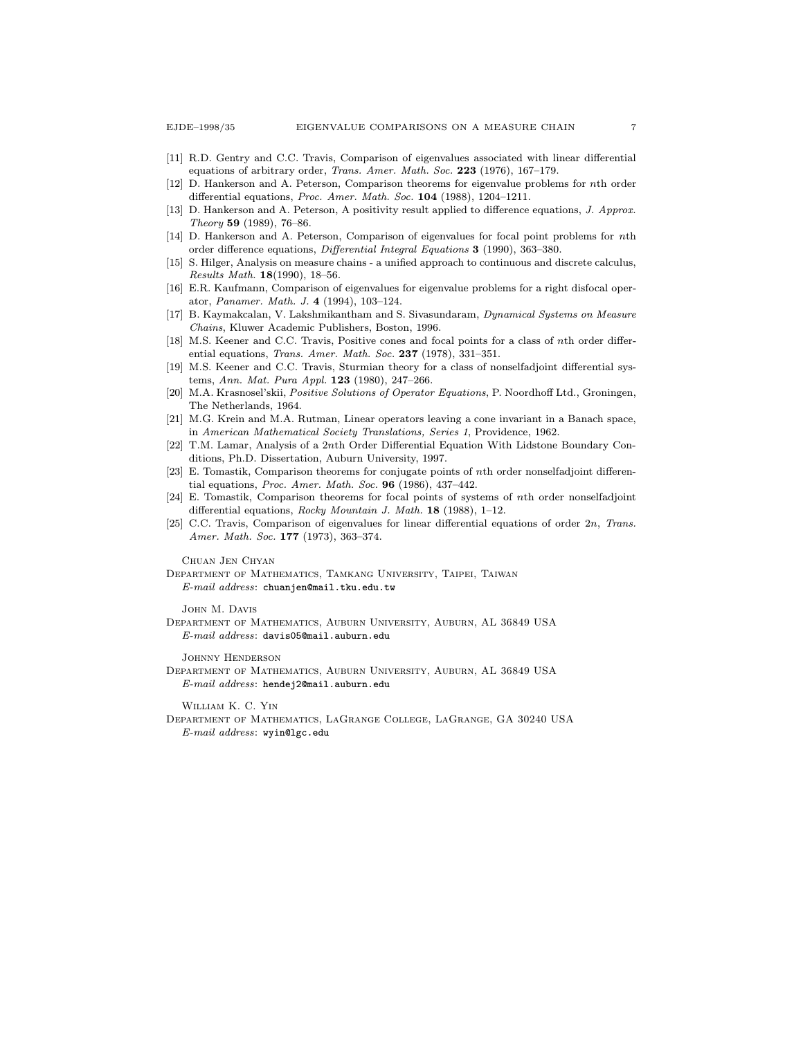[11] R.D. Gentry and C.C. Travis, Comparison of eigenvalues associated with linear differential equations of arbitrary order, *Trans. Amer. Math. Soc.* **223** (1976), 167–179.

[12] D. Hankerson and A. Peterson, Comparison theorems for eigenvalue problems for $n$th order differential equations, *Proc. Amer. Math. Soc.* **104** (1988), 1204–1211.

[13] D. Hankerson and A. Peterson, A positivity result applied to difference equations, *J. Approx. Theory* **59** (1989), 76–86.

[14] D. Hankerson and A. Peterson, Comparison of eigenvalues for focal point problems for $n$th order difference equations, *Differential Integral Equations* **3** (1990), 363–380.

[15] S. Hilger, Analysis on measure chains - a unified approach to continuous and discrete calculus, *Results Math.* **18**(1990), 18–56.

[16] E.R. Kaufmann, Comparison of eigenvalues for eigenvalue problems for a right disfocal operator, *Panamer. Math. J.* **4** (1994), 103–124.

[17] B. Kaymakcalan, V. Lakshmikantham and S. Sivasundaram, *Dynamical Systems on Measure Chains*, Kluwer Academic Publishers, Boston, 1996.

[18] M.S. Keener and C.C. Travis, Positive cones and focal points for a class of $n$th order differential equations, *Trans. Amer. Math. Soc.* **237** (1978), 331–351.

[19] M.S. Keener and C.C. Travis, Sturmian theory for a class of nonselfadjoint differential systems, *Ann. Mat. Pura Appl.* **123** (1980), 247–266.

[20] M.A. Krasnosel'skii, *Positive Solutions of Operator Equations*, P. Noordhoff Ltd., Groningen, The Netherlands, 1964.

[21] M.G. Krein and M.A. Rutman, Linear operators leaving a cone invariant in a Banach space, in *American Mathematical Society Translations, Series 1*, Providence, 1962.

[22] T.M. Lamar, Analysis of a $2n$th Order Differential Equation With Lidstone Boundary Conditions, Ph.D. Dissertation, Auburn University, 1997.

[23] E. Tomastik, Comparison theorems for conjugate points of $n$th order nonselfadjoint differential equations, *Proc. Amer. Math. Soc.* **96** (1986), 437–442.

[24] E. Tomastik, Comparison theorems for focal points of systems of $n$th order nonselfadjoint differential equations, *Rocky Mountain J. Math.* **18** (1988), 1–12.

[25] C.C. Travis, Comparison of eigenvalues for linear differential equations of order $2n$, *Trans. Amer. Math. Soc.* **177** (1973), 363–374.

Chuan Jen Chyan  
Department of Mathematics, Tamkang University, Taipei, Taiwan  
*E-mail address*: `chuanjen@mail.tku.edu.tw`

John M. Davis  
Department of Mathematics, Auburn University, Auburn, AL 36849 USA  
*E-mail address*: `davis05@mail.auburn.edu`

Johnny Henderson  
Department of Mathematics, Auburn University, Auburn, AL 36849 USA  
*E-mail address*: `hendej2@mail.auburn.edu`

William K. C. Yin  
Department of Mathematics, LaGrange College, LaGrange, GA 30240 USA  
*E-mail address*: `wyin@lgc.edu`